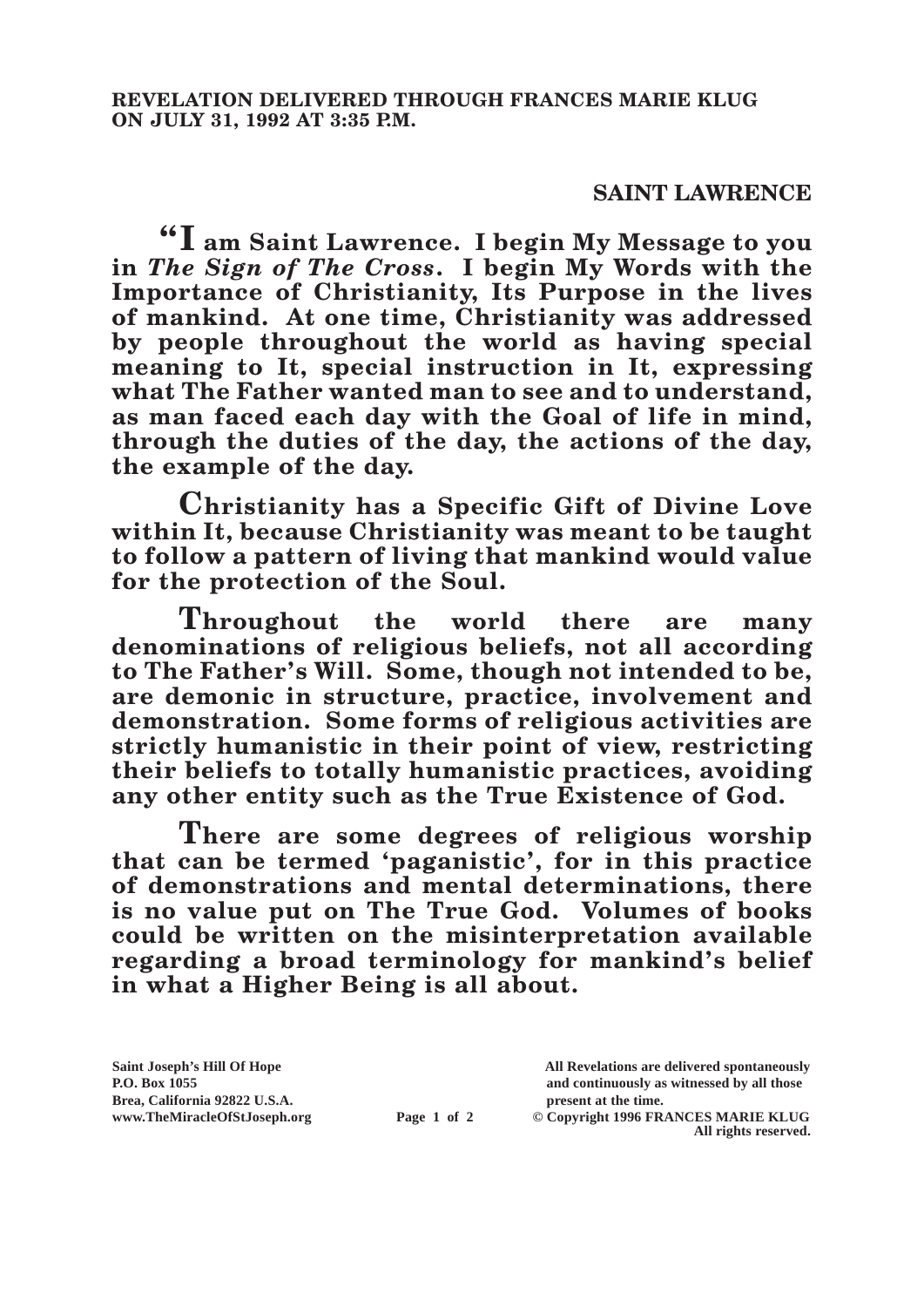**REVELATION DELIVERED THROUGH FRANCES MARIE KLUG ON JULY 31, 1992 AT 3:35 P.M.**

## SAINT LAWRENCE

**"I am Saint Lawrence. I begin My Message to you in *The Sign of The Cross*. I begin My Words with the Importance of Christianity, Its Purpose in the lives of mankind. At one time, Christianity was addressed by people throughout the world as having special meaning to It, special instruction in It, expressing what The Father wanted man to see and to understand, as man faced each day with the Goal of life in mind, through the duties of the day, the actions of the day, the example of the day.**

**Christianity has a Specific Gift of Divine Love within It, because Christianity was meant to be taught to follow a pattern of living that mankind would value for the protection of the Soul.**

**Throughout the world there are many denominations of religious beliefs, not all according to The Father's Will. Some, though not intended to be, are demonic in structure, practice, involvement and demonstration. Some forms of religious activities are strictly humanistic in their point of view, restricting their beliefs to totally humanistic practices, avoiding any other entity such as the True Existence of God.**

**There are some degrees of religious worship that can be termed 'paganistic', for in this practice of demonstrations and mental determinations, there is no value put on The True God. Volumes of books could be written on the misinterpretation available regarding a broad terminology for mankind's belief in what a Higher Being is all about.**

Saint Joseph's Hill Of Hope
P.O. Box 1055
Brea, California 92822 U.S.A.
www.TheMiracleOfStJoseph.org

All Revelations are delivered spontaneously and continuously as witnessed by all those present at the time.
© Copyright 1996 FRANCES MARIE KLUG
All rights reserved.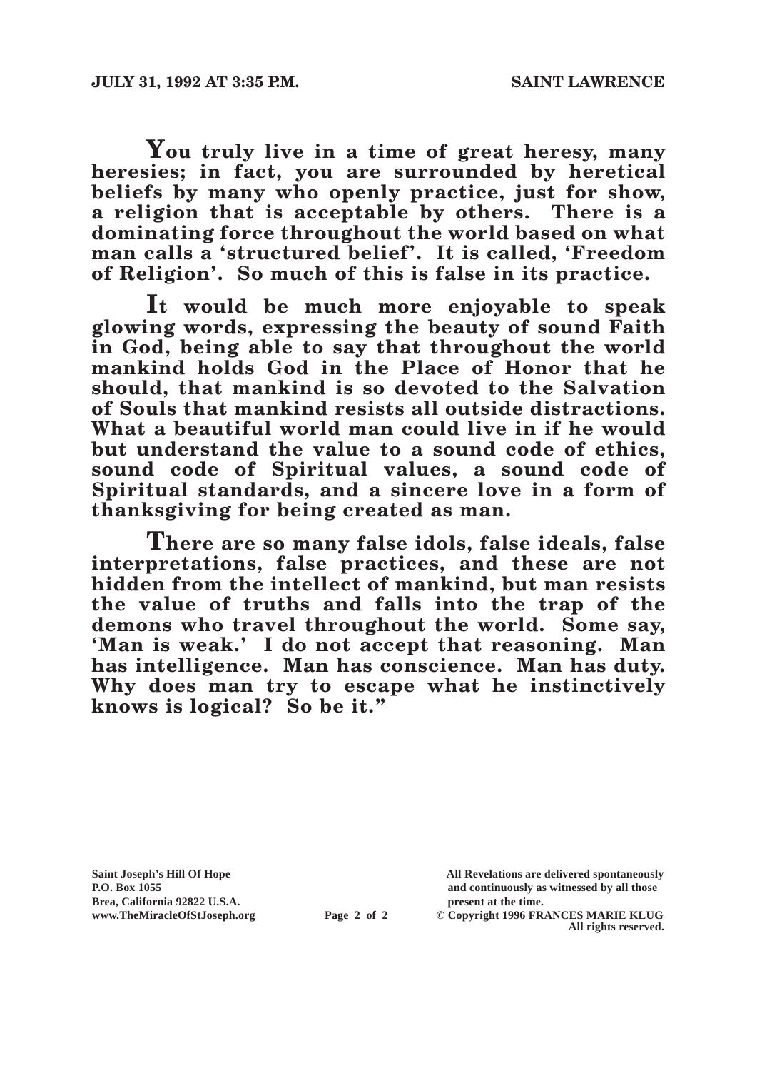**You truly live in a time of great heresy, many heresies; in fact, you are surrounded by heretical beliefs by many who openly practice, just for show, a religion that is acceptable by others. There is a dominating force throughout the world based on what man calls a 'structured belief'. It is called, 'Freedom of Religion'. So much of this is false in its practice.**

**It would be much more enjoyable to speak glowing words, expressing the beauty of sound Faith in God, being able to say that throughout the world mankind holds God in the Place of Honor that he should, that mankind is so devoted to the Salvation of Souls that mankind resists all outside distractions. What a beautiful world man could live in if he would but understand the value to a sound code of ethics, sound code of Spiritual values, a sound code of Spiritual standards, and a sincere love in a form of thanksgiving for being created as man.**

**There are so many false idols, false ideals, false interpretations, false practices, and these are not hidden from the intellect of mankind, but man resists the value of truths and falls into the trap of the demons who travel throughout the world. Some say, 'Man is weak.' I do not accept that reasoning. Man has intelligence. Man has conscience. Man has duty. Why does man try to escape what he instinctively knows is logical? So be it."**